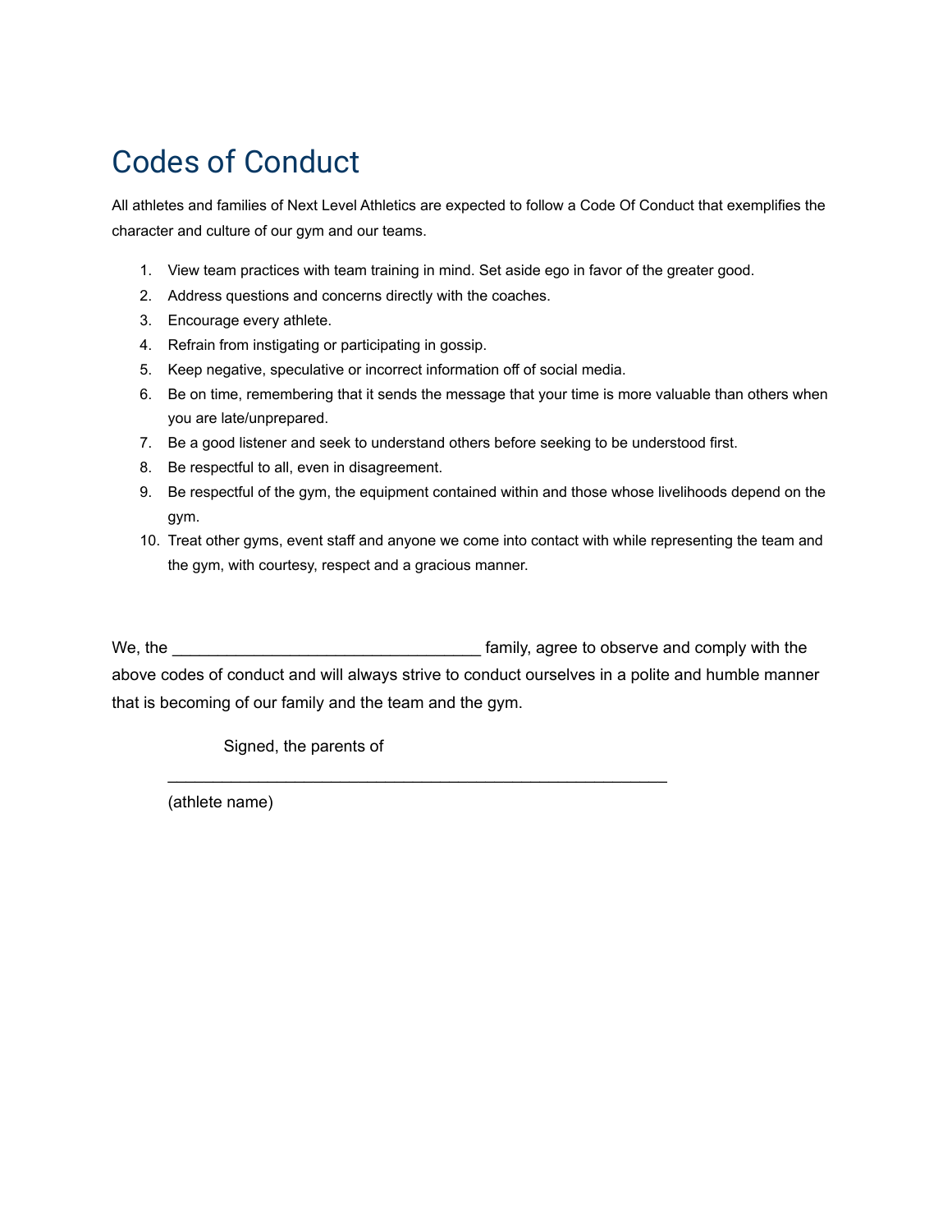# Codes of Conduct

All athletes and families of Next Level Athletics are expected to follow a Code Of Conduct that exemplifies the character and culture of our gym and our teams.

1. View team practices with team training in mind. Set aside ego in favor of the greater good.
2. Address questions and concerns directly with the coaches.
3. Encourage every athlete.
4. Refrain from instigating or participating in gossip.
5. Keep negative, speculative or incorrect information off of social media.
6. Be on time, remembering that it sends the message that your time is more valuable than others when you are late/unprepared.
7. Be a good listener and seek to understand others before seeking to be understood first.
8. Be respectful to all, even in disagreement.
9. Be respectful of the gym, the equipment contained within and those whose livelihoods depend on the gym.
10. Treat other gyms, event staff and anyone we come into contact with while representing the team and the gym, with courtesy, respect and a gracious manner.

We, the __________________________________ family, agree to observe and comply with the above codes of conduct and will always strive to conduct ourselves in a polite and humble manner that is becoming of our family and the team and the gym.

Signed, the parents of

_______________________________________________________

(athlete name)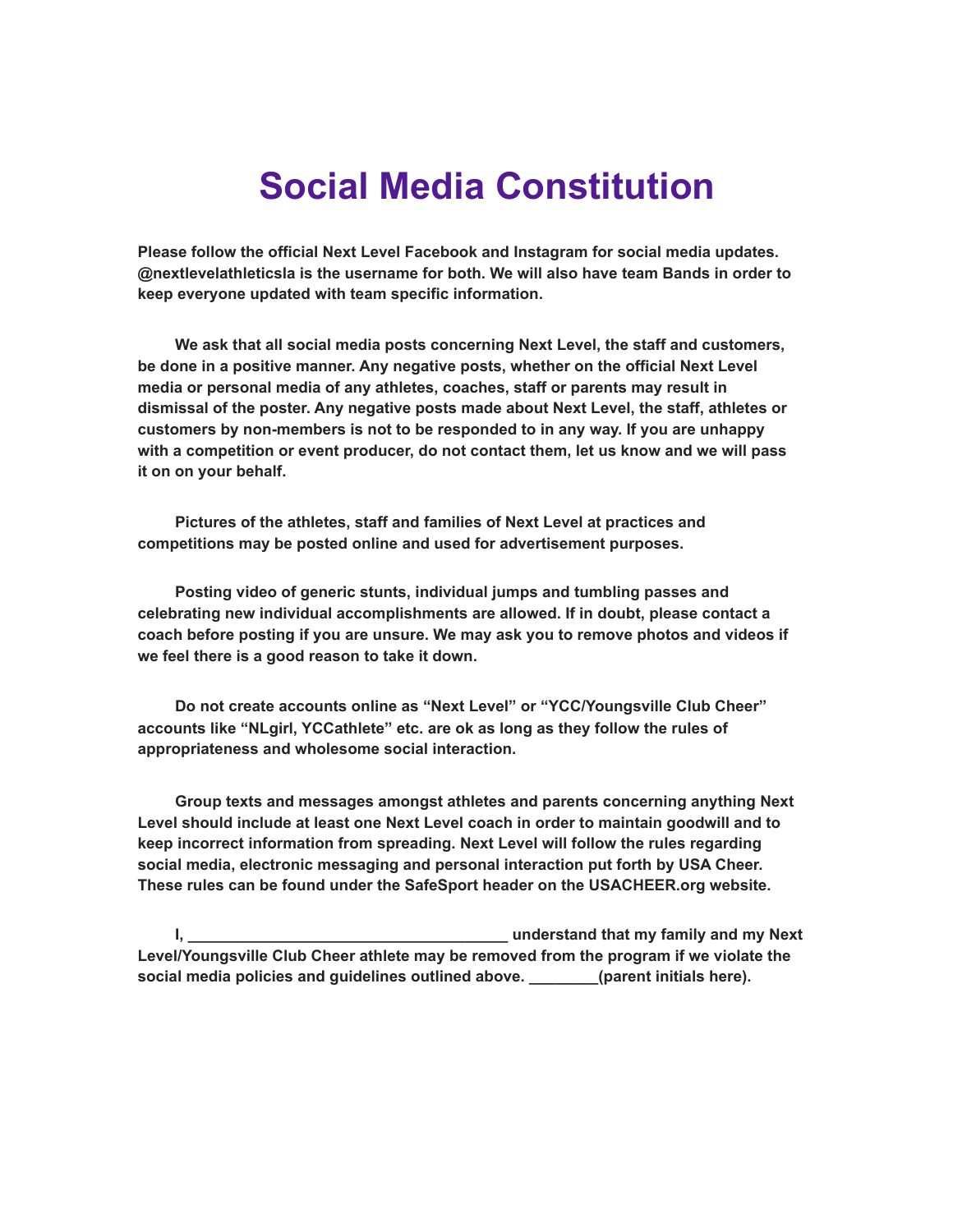# Social Media Constitution

**Please follow the official Next Level Facebook and Instagram for social media updates. @nextlevelathleticsla is the username for both. We will also have team Bands in order to keep everyone updated with team specific information.**

**We ask that all social media posts concerning Next Level, the staff and customers, be done in a positive manner. Any negative posts, whether on the official Next Level media or personal media of any athletes, coaches, staff or parents may result in dismissal of the poster. Any negative posts made about Next Level, the staff, athletes or customers by non-members is not to be responded to in any way. If you are unhappy with a competition or event producer, do not contact them, let us know and we will pass it on on your behalf.**

**Pictures of the athletes, staff and families of Next Level at practices and competitions may be posted online and used for advertisement purposes.**

**Posting video of generic stunts, individual jumps and tumbling passes and celebrating new individual accomplishments are allowed. If in doubt, please contact a coach before posting if you are unsure. We may ask you to remove photos and videos if we feel there is a good reason to take it down.**

**Do not create accounts online as "Next Level" or "YCC/Youngsville Club Cheer" accounts like "NLgirl, YCCathlete" etc. are ok as long as they follow the rules of appropriateness and wholesome social interaction.**

**Group texts and messages amongst athletes and parents concerning anything Next Level should include at least one Next Level coach in order to maintain goodwill and to keep incorrect information from spreading. Next Level will follow the rules regarding social media, electronic messaging and personal interaction put forth by USA Cheer. These rules can be found under the SafeSport header on the USACHEER.org website.**

**I, ____________________________________ understand that my family and my Next Level/Youngsville Club Cheer athlete may be removed from the program if we violate the social media policies and guidelines outlined above. ________(parent initials here).**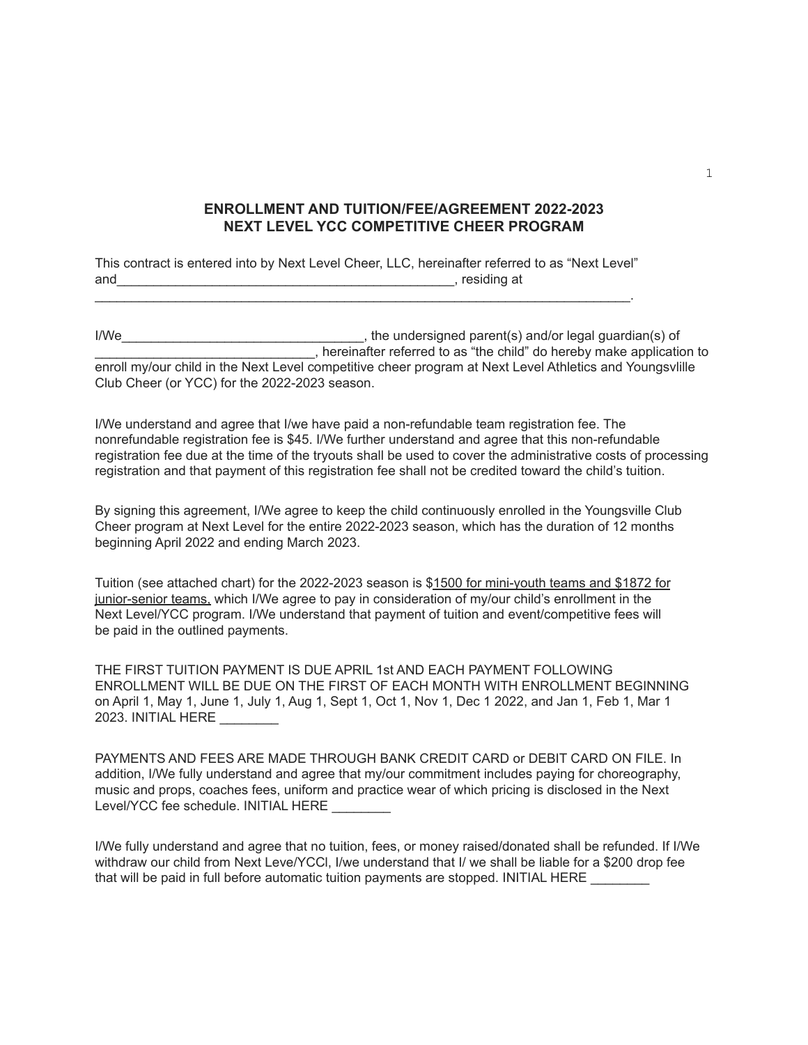## ENROLLMENT AND TUITION/FEE/AGREEMENT 2022-2023
## NEXT LEVEL YCC COMPETITIVE CHEER PROGRAM

This contract is entered into by Next Level Cheer, LLC, hereinafter referred to as "Next Level" and_______________________________________________, residing at ___________________________________________________________________________.

I/We_________________________________, the undersigned parent(s) and/or legal guardian(s) of ______________________________, hereinafter referred to as "the child" do hereby make application to enroll my/our child in the Next Level competitive cheer program at Next Level Athletics and Youngsvlille Club Cheer (or YCC) for the 2022-2023 season.

I/We understand and agree that I/we have paid a non-refundable team registration fee. The nonrefundable registration fee is $45. I/We further understand and agree that this non-refundable registration fee due at the time of the tryouts shall be used to cover the administrative costs of processing registration and that payment of this registration fee shall not be credited toward the child's tuition.

By signing this agreement, I/We agree to keep the child continuously enrolled in the Youngsville Club Cheer program at Next Level for the entire 2022-2023 season, which has the duration of 12 months beginning April 2022 and ending March 2023.

Tuition (see attached chart) for the 2022-2023 season is $<u>1500 for mini-youth teams and $1872 for junior-senior teams,</u> which I/We agree to pay in consideration of my/our child's enrollment in the Next Level/YCC program. I/We understand that payment of tuition and event/competitive fees will be paid in the outlined payments.

THE FIRST TUITION PAYMENT IS DUE APRIL 1st AND EACH PAYMENT FOLLOWING ENROLLMENT WILL BE DUE ON THE FIRST OF EACH MONTH WITH ENROLLMENT BEGINNING on April 1, May 1, June 1, July 1, Aug 1, Sept 1, Oct 1, Nov 1, Dec 1 2022, and Jan 1, Feb 1, Mar 1 2023. INITIAL HERE ________

PAYMENTS AND FEES ARE MADE THROUGH BANK CREDIT CARD or DEBIT CARD ON FILE. In addition, I/We fully understand and agree that my/our commitment includes paying for choreography, music and props, coaches fees, uniform and practice wear of which pricing is disclosed in the Next Level/YCC fee schedule. INITIAL HERE ________

I/We fully understand and agree that no tuition, fees, or money raised/donated shall be refunded. If I/We withdraw our child from Next Leve/YCCl, I/we understand that I/ we shall be liable for a $200 drop fee that will be paid in full before automatic tuition payments are stopped. INITIAL HERE ________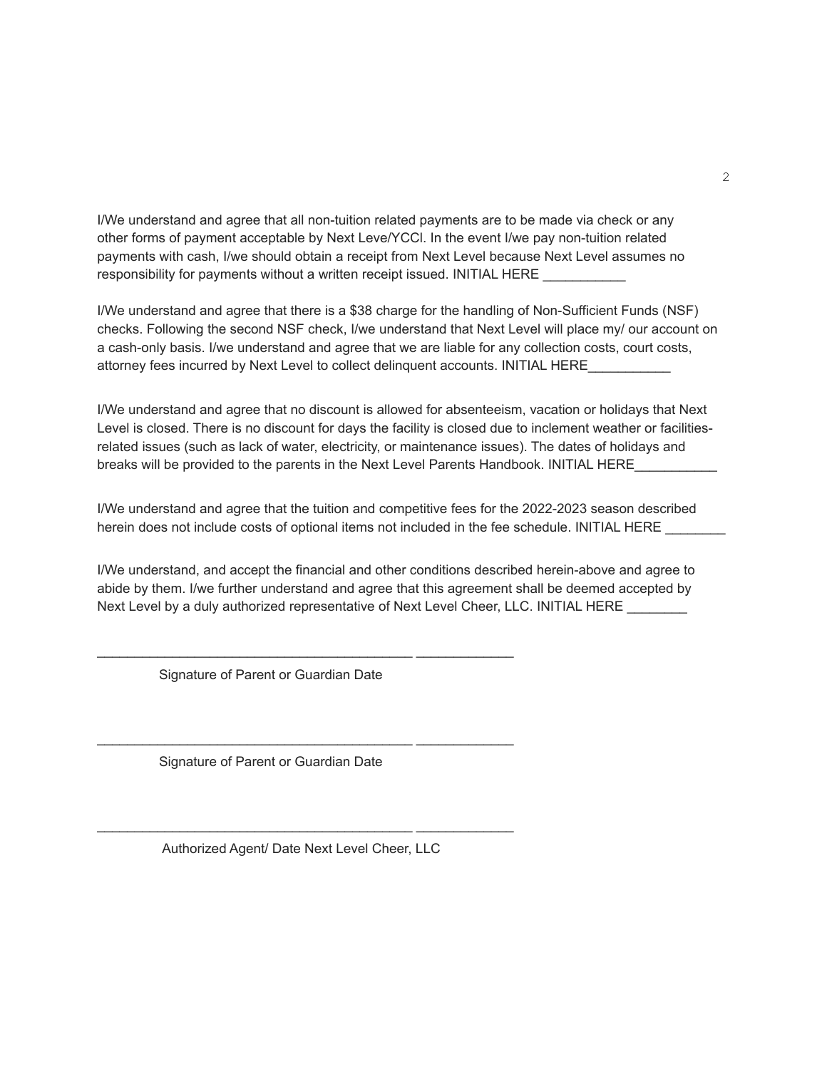I/We understand and agree that all non-tuition related payments are to be made via check or any other forms of payment acceptable by Next Leve/YCCI. In the event I/we pay non-tuition related payments with cash, I/we should obtain a receipt from Next Level because Next Level assumes no responsibility for payments without a written receipt issued. INITIAL HERE ___________

I/We understand and agree that there is a $38 charge for the handling of Non-Sufficient Funds (NSF) checks. Following the second NSF check, I/we understand that Next Level will place my/ our account on a cash-only basis. I/we understand and agree that we are liable for any collection costs, court costs, attorney fees incurred by Next Level to collect delinquent accounts. INITIAL HERE___________

I/We understand and agree that no discount is allowed for absenteeism, vacation or holidays that Next Level is closed. There is no discount for days the facility is closed due to inclement weather or facilities-related issues (such as lack of water, electricity, or maintenance issues). The dates of holidays and breaks will be provided to the parents in the Next Level Parents Handbook. INITIAL HERE___________

I/We understand and agree that the tuition and competitive fees for the 2022-2023 season described herein does not include costs of optional items not included in the fee schedule. INITIAL HERE ________

I/We understand, and accept the financial and other conditions described herein-above and agree to abide by them. I/we further understand and agree that this agreement shall be deemed accepted by Next Level by a duly authorized representative of Next Level Cheer, LLC. INITIAL HERE ________

__________________________________________ _____________

Signature of Parent or Guardian Date

__________________________________________ _____________

Signature of Parent or Guardian Date

__________________________________________ _____________

Authorized Agent/ Date Next Level Cheer, LLC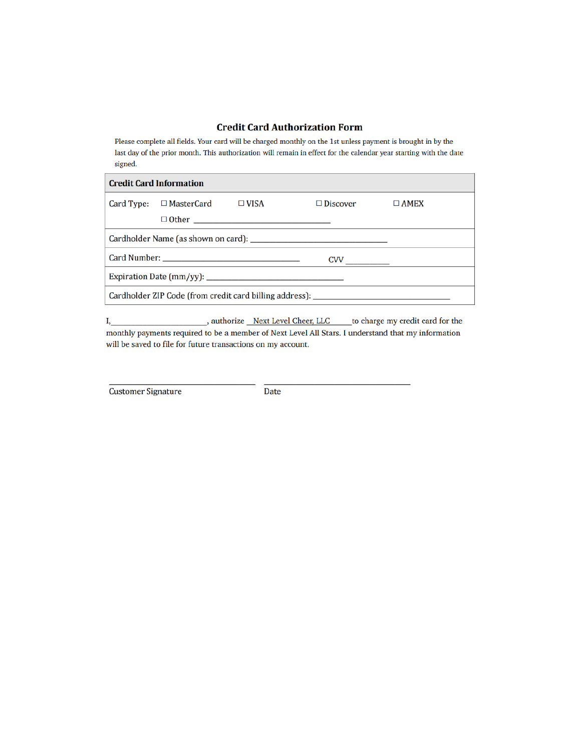## Credit Card Authorization Form

Please complete all fields. Your card will be charged monthly on the 1st unless payment is brought in by the last day of the prior month. This authorization will remain in effect for the calendar year starting with the date signed.

| Credit Card Information | | | | |
|---|---|---|---|---|
| Card Type: | ☐ MasterCard | ☐ VISA | ☐ Discover | ☐ AMEX |
| | ☐ Other ______________________________ | | | |
| Cardholder Name (as shown on card): ______________________________ | | | | |
| Card Number: ______________________________ | | CVV __________ | | |
| Expiration Date (mm/yy): ______________________________ | | | | |
| Cardholder ZIP Code (from credit card billing address): ______________________________ | | | | |

I,______________________, authorize __Next Level Cheer, LLC_____to charge my credit card for the monthly payments required to be a member of Next Level All Stars. I understand that my information will be saved to file for future transactions on my account.

______________________________ ______________________________

Customer Signature Date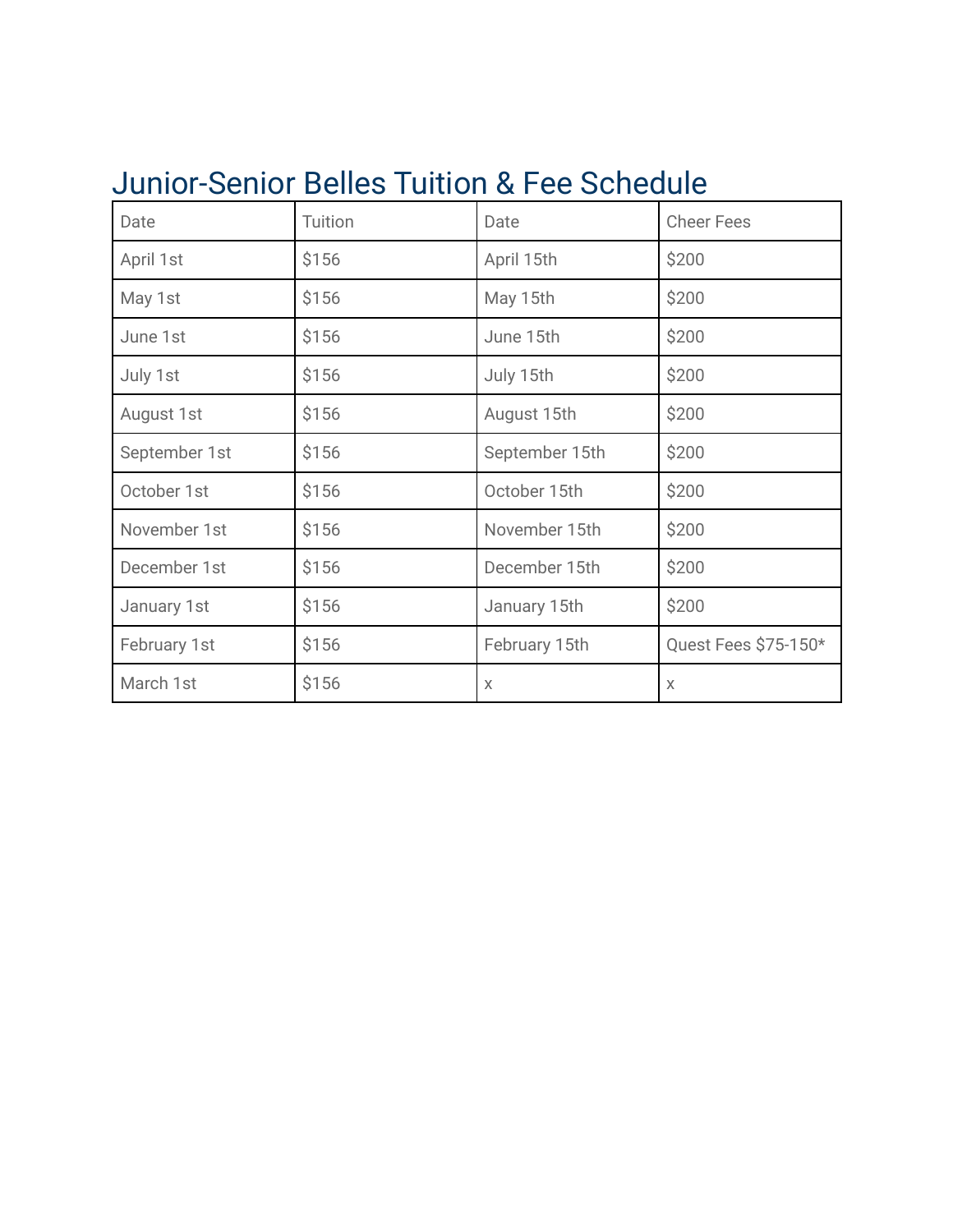# Junior-Senior Belles Tuition & Fee Schedule

| Date | Tuition | Date | Cheer Fees |
| --- | --- | --- | --- |
| April 1st | $156 | April 15th | $200 |
| May 1st | $156 | May 15th | $200 |
| June 1st | $156 | June 15th | $200 |
| July 1st | $156 | July 15th | $200 |
| August 1st | $156 | August 15th | $200 |
| September 1st | $156 | September 15th | $200 |
| October 1st | $156 | October 15th | $200 |
| November 1st | $156 | November 15th | $200 |
| December 1st | $156 | December 15th | $200 |
| January 1st | $156 | January 15th | $200 |
| February 1st | $156 | February 15th | Quest Fees $75-150* |
| March 1st | $156 | x | x |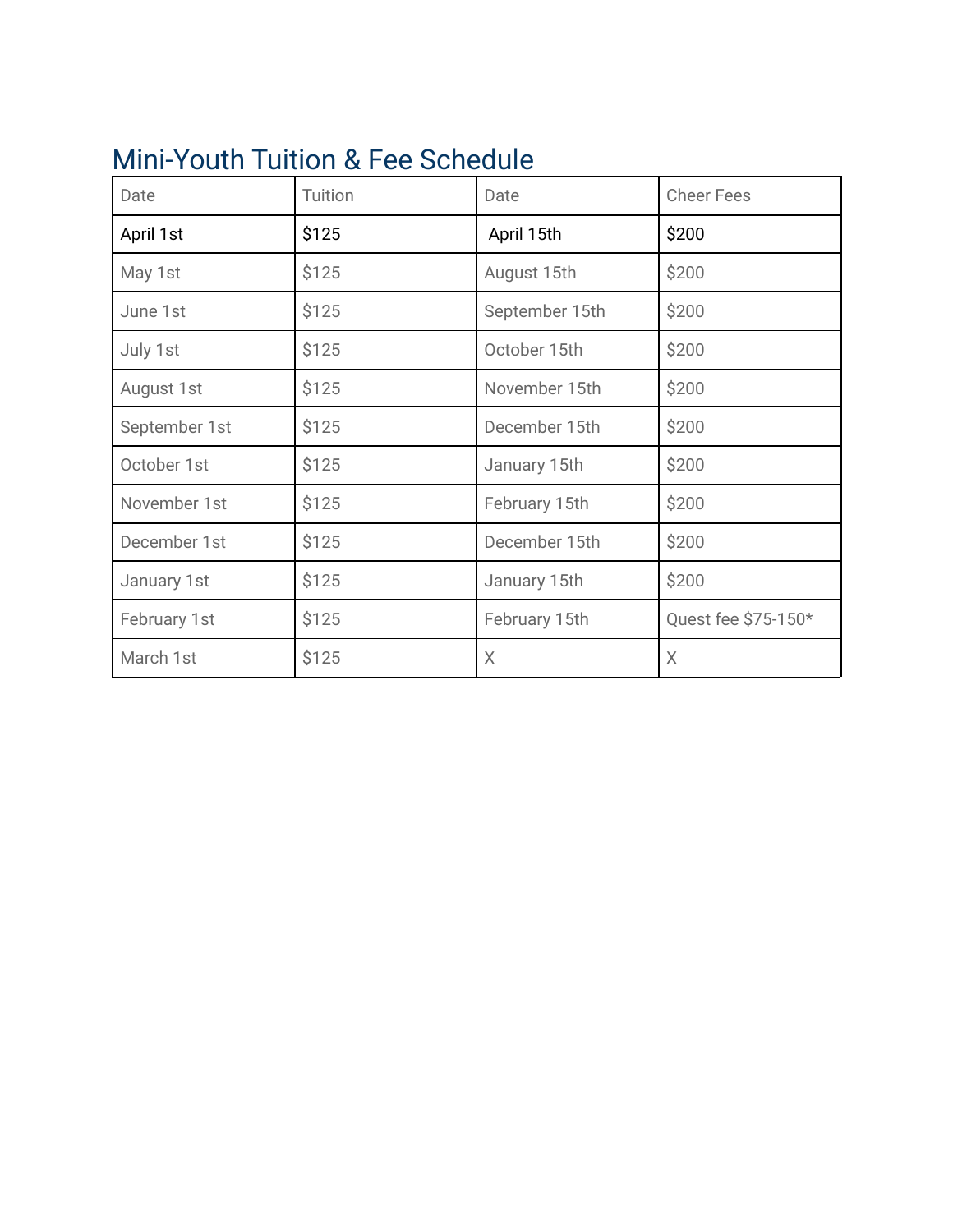## Mini-Youth Tuition & Fee Schedule

| Date | Tuition | Date | Cheer Fees |
|---|---|---|---|
| April 1st | $125 | April 15th | $200 |
| May 1st | $125 | August 15th | $200 |
| June 1st | $125 | September 15th | $200 |
| July 1st | $125 | October 15th | $200 |
| August 1st | $125 | November 15th | $200 |
| September 1st | $125 | December 15th | $200 |
| October 1st | $125 | January 15th | $200 |
| November 1st | $125 | February 15th | $200 |
| December 1st | $125 | December 15th | $200 |
| January 1st | $125 | January 15th | $200 |
| February 1st | $125 | February 15th | Quest fee $75-150* |
| March 1st | $125 | X | X |